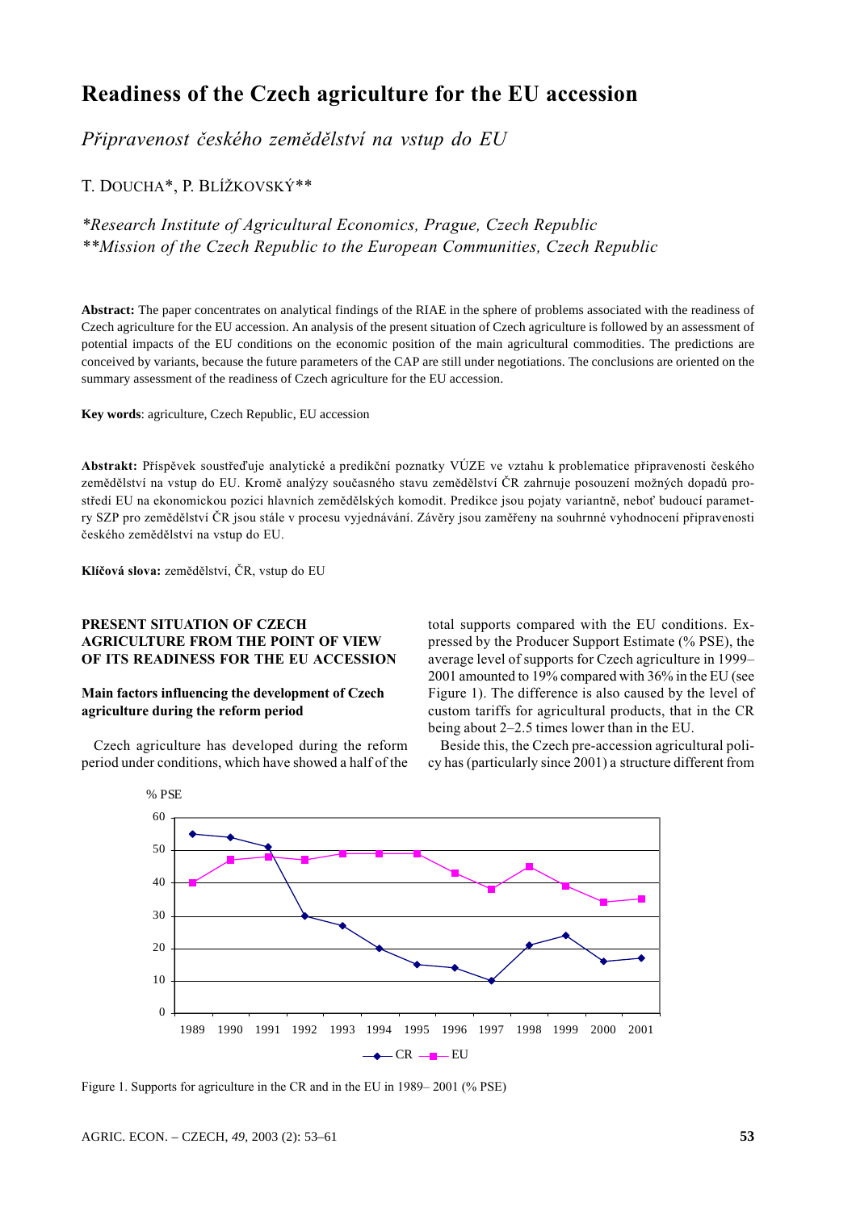# Readiness of the Czech agriculture for the EU accession

*Připravenost českého zemědělství na vstup do EU*

T. DOUCHA*, P. BLÍŽKOVSKÝ**

*\*Research Institute of Agricultural Economics, Prague, Czech Republic*
*\*\*Mission of the Czech Republic to the European Communities, Czech Republic*

**Abstract:** The paper concentrates on analytical findings of the RIAE in the sphere of problems associated with the readiness of Czech agriculture for the EU accession. An analysis of the present situation of Czech agriculture is followed by an assessment of potential impacts of the EU conditions on the economic position of the main agricultural commodities. The predictions are conceived by variants, because the future parameters of the CAP are still under negotiations. The conclusions are oriented on the summary assessment of the readiness of Czech agriculture for the EU accession.

**Key words**: agriculture, Czech Republic, EU accession

**Abstrakt:** Příspěvek soustřeďuje analytické a predikční poznatky VÚZE ve vztahu k problematice připravenosti českého zemědělství na vstup do EU. Kromě analýzy současného stavu zemědělství ČR zahrnuje posouzení možných dopadů prostředí EU na ekonomickou pozici hlavních zemědělských komodit. Predikce jsou pojaty variantně, neboť budoucí parametry SZP pro zemědělství ČR jsou stále v procesu vyjednávání. Závěry jsou zaměřeny na souhrnné vyhodnocení připravenosti českého zemědělství na vstup do EU.

**Klíčová slova:** zemědělství, ČR, vstup do EU

## PRESENT SITUATION OF CZECH AGRICULTURE FROM THE POINT OF VIEW OF ITS READINESS FOR THE EU ACCESSION

### Main factors influencing the development of Czech agriculture during the reform period

Czech agriculture has developed during the reform period under conditions, which have showed a half of the total supports compared with the EU conditions. Expressed by the Producer Support Estimate (% PSE), the average level of supports for Czech agriculture in 1999–2001 amounted to 19% compared with 36% in the EU (see Figure 1). The difference is also caused by the level of custom tariffs for agricultural products, that in the CR being about 2–2.5 times lower than in the EU.

Beside this, the Czech pre-accession agricultural policy has (particularly since 2001) a structure different from

| Year | CR (% PSE) | EU (% PSE) |
|---|---|---|
| 1989 | 55 | 40 |
| 1990 | 54 | 47 |
| 1991 | 51 | 48 |
| 1992 | 30 | 47 |
| 1993 | 27 | 49 |
| 1994 | 20 | 49 |
| 1995 | 15 | 49 |
| 1996 | 14 | 43 |
| 1997 | 10 | 38 |
| 1998 | 21 | 45 |
| 1999 | 24 | 39 |
| 2000 | 16 | 34 |
| 2001 | 17 | 35 |

Figure 1. Supports for agriculture in the CR and in the EU in 1989– 2001 (% PSE)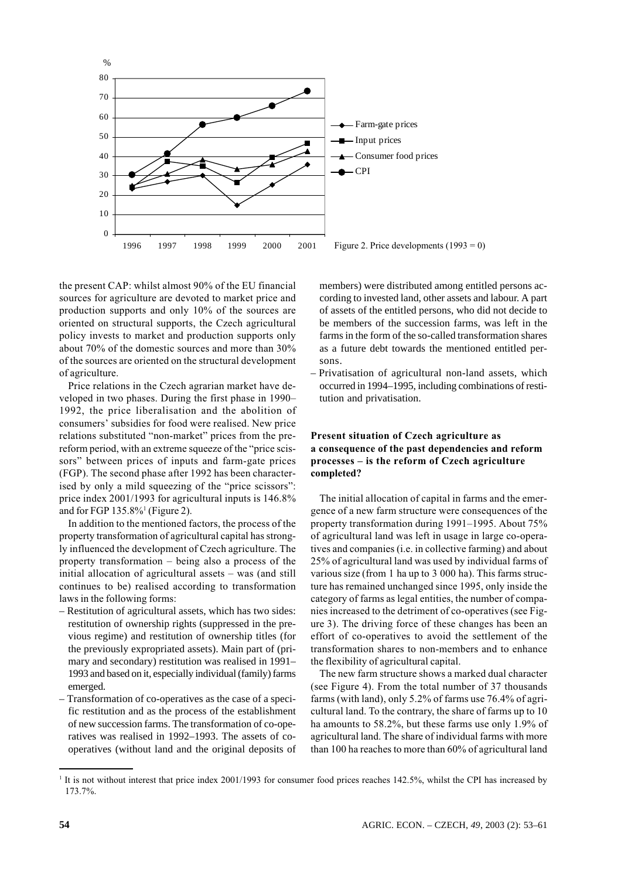Figure 2. Price developments (1993 = 0)

the present CAP: whilst almost 90% of the EU financial sources for agriculture are devoted to market price and production supports and only 10% of the sources are oriented on structural supports, the Czech agricultural policy invests to market and production supports only about 70% of the domestic sources and more than 30% of the sources are oriented on the structural development of agriculture.

Price relations in the Czech agrarian market have developed in two phases. During the first phase in 1990–1992, the price liberalisation and the abolition of consumers' subsidies for food were realised. New price relations substituted "non-market" prices from the pre-reform period, with an extreme squeeze of the "price scissors" between prices of inputs and farm-gate prices (FGP). The second phase after 1992 has been characterised by only a mild squeezing of the "price scissors": price index 2001/1993 for agricultural inputs is 146.8% and for FGP 135.8%[1] (Figure 2).

In addition to the mentioned factors, the process of the property transformation of agricultural capital has strongly influenced the development of Czech agriculture. The property transformation – being also a process of the initial allocation of agricultural assets – was (and still continues to be) realised according to transformation laws in the following forms:

– Restitution of agricultural assets, which has two sides: restitution of ownership rights (suppressed in the previous regime) and restitution of ownership titles (for the previously expropriated assets). Main part of (primary and secondary) restitution was realised in 1991–1993 and based on it, especially individual (family) farms emerged.

– Transformation of co-operatives as the case of a specific restitution and as the process of the establishment of new succession farms. The transformation of co-operatives was realised in 1992–1993. The assets of co-operatives (without land and the original deposits of members) were distributed among entitled persons according to invested land, other assets and labour. A part of assets of the entitled persons, who did not decide to be members of the succession farms, was left in the farms in the form of the so-called transformation shares as a future debt towards the mentioned entitled persons.

– Privatisation of agricultural non-land assets, which occurred in 1994–1995, including combinations of restitution and privatisation.

### Present situation of Czech agriculture as a consequence of the past dependencies and reform processes – is the reform of Czech agriculture completed?

The initial allocation of capital in farms and the emergence of a new farm structure were consequences of the property transformation during 1991–1995. About 75% of agricultural land was left in usage in large co-operatives and companies (i.e. in collective farming) and about 25% of agricultural land was used by individual farms of various size (from 1 ha up to 3 000 ha). This farms structure has remained unchanged since 1995, only inside the category of farms as legal entities, the number of companies increased to the detriment of co-operatives (see Figure 3). The driving force of these changes has been an effort of co-operatives to avoid the settlement of the transformation shares to non-members and to enhance the flexibility of agricultural capital.

The new farm structure shows a marked dual character (see Figure 4). From the total number of 37 thousands farms (with land), only 5.2% of farms use 76.4% of agricultural land. To the contrary, the share of farms up to 10 ha amounts to 58.2%, but these farms use only 1.9% of agricultural land. The share of individual farms with more than 100 ha reaches to more than 60% of agricultural land

---

[1] It is not without interest that price index 2001/1993 for consumer food prices reaches 142.5%, whilst the CPI has increased by 173.7%.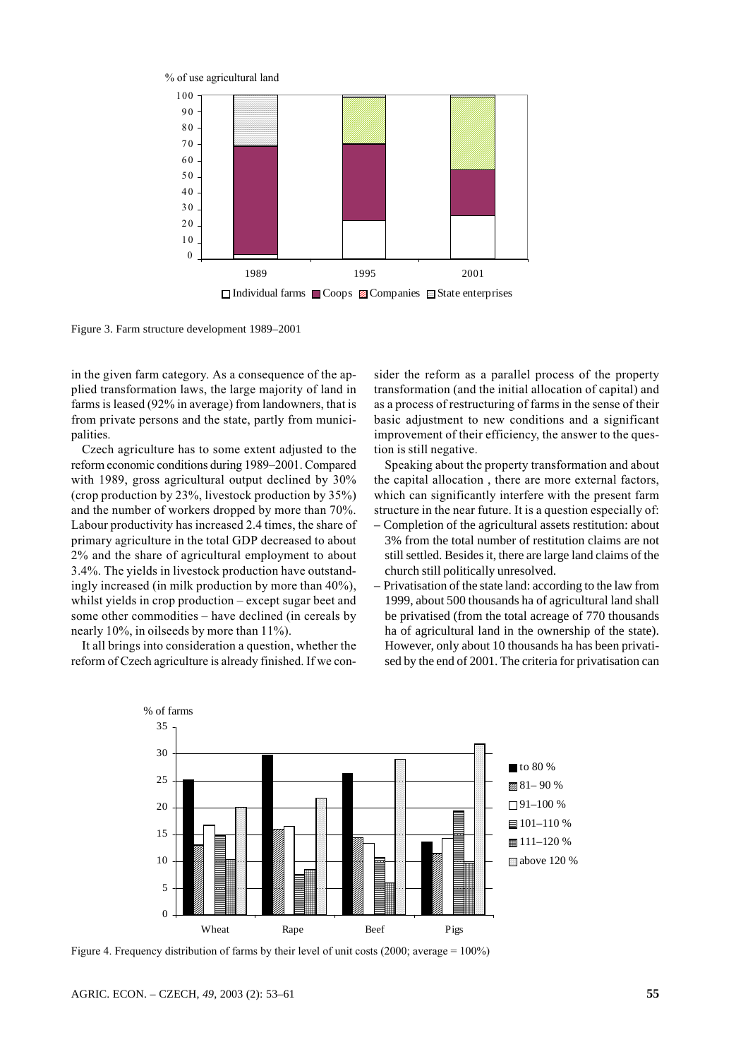Figure 3. Farm structure development 1989–2001

in the given farm category. As a consequence of the applied transformation laws, the large majority of land in farms is leased (92% in average) from landowners, that is from private persons and the state, partly from municipalities.

Czech agriculture has to some extent adjusted to the reform economic conditions during 1989–2001. Compared with 1989, gross agricultural output declined by 30% (crop production by 23%, livestock production by 35%) and the number of workers dropped by more than 70%. Labour productivity has increased 2.4 times, the share of primary agriculture in the total GDP decreased to about 2% and the share of agricultural employment to about 3.4%. The yields in livestock production have outstandingly increased (in milk production by more than 40%), whilst yields in crop production – except sugar beet and some other commodities – have declined (in cereals by nearly 10%, in oilseeds by more than 11%).

It all brings into consideration a question, whether the reform of Czech agriculture is already finished. If we consider the reform as a parallel process of the property transformation (and the initial allocation of capital) and as a process of restructuring of farms in the sense of their basic adjustment to new conditions and a significant improvement of their efficiency, the answer to the question is still negative.

Speaking about the property transformation and about the capital allocation , there are more external factors, which can significantly interfere with the present farm structure in the near future. It is a question especially of:

- Completion of the agricultural assets restitution: about 3% from the total number of restitution claims are not still settled. Besides it, there are large land claims of the church still politically unresolved.
- Privatisation of the state land: according to the law from 1999, about 500 thousands ha of agricultural land shall be privatised (from the total acreage of 770 thousands ha of agricultural land in the ownership of the state). However, only about 10 thousands ha has been privatised by the end of 2001. The criteria for privatisation can

Figure 4. Frequency distribution of farms by their level of unit costs (2000; average = 100%)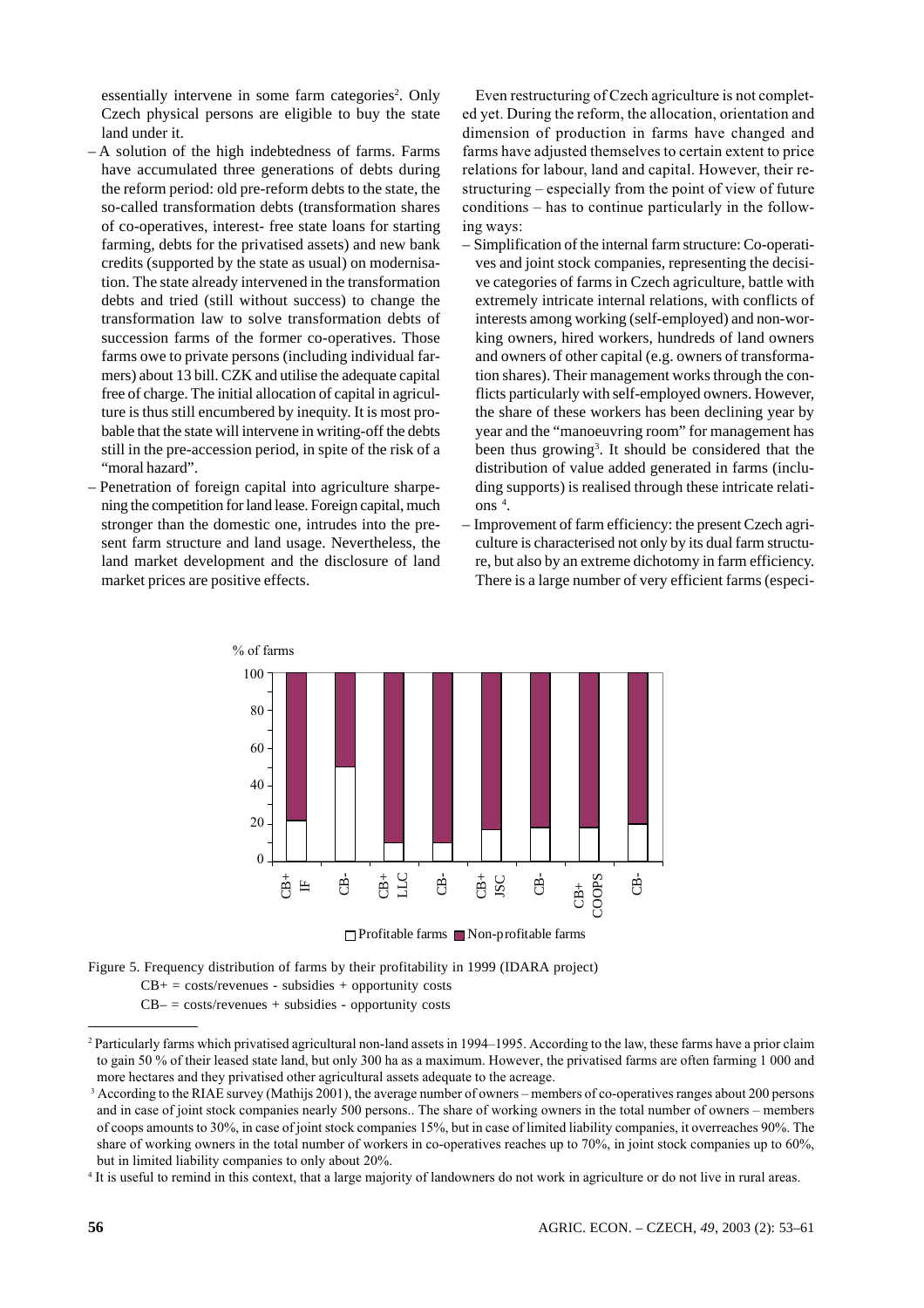essentially intervene in some farm categories[2]. Only Czech physical persons are eligible to buy the state land under it.

– A solution of the high indebtedness of farms. Farms have accumulated three generations of debts during the reform period: old pre-reform debts to the state, the so-called transformation debts (transformation shares of co-operatives, interest- free state loans for starting farming, debts for the privatised assets) and new bank credits (supported by the state as usual) on modernisation. The state already intervened in the transformation debts and tried (still without success) to change the transformation law to solve transformation debts of succession farms of the former co-operatives. Those farms owe to private persons (including individual farmers) about 13 bill. CZK and utilise the adequate capital free of charge. The initial allocation of capital in agriculture is thus still encumbered by inequity. It is most probable that the state will intervene in writing-off the debts still in the pre-accession period, in spite of the risk of a "moral hazard".

– Penetration of foreign capital into agriculture sharpening the competition for land lease. Foreign capital, much stronger than the domestic one, intrudes into the present farm structure and land usage. Nevertheless, the land market development and the disclosure of land market prices are positive effects.

Even restructuring of Czech agriculture is not completed yet. During the reform, the allocation, orientation and dimension of production in farms have changed and farms have adjusted themselves to certain extent to price relations for labour, land and capital. However, their restructuring – especially from the point of view of future conditions – has to continue particularly in the following ways:

– Simplification of the internal farm structure: Co-operatives and joint stock companies, representing the decisive categories of farms in Czech agriculture, battle with extremely intricate internal relations, with conflicts of interests among working (self-employed) and non-working owners, hired workers, hundreds of land owners and owners of other capital (e.g. owners of transformation shares). Their management works through the conflicts particularly with self-employed owners. However, the share of these workers has been declining year by year and the "manoeuvring room" for management has been thus growing[3]. It should be considered that the distribution of value added generated in farms (including supports) is realised through these intricate relations [4].

– Improvement of farm efficiency: the present Czech agriculture is characterised not only by its dual farm structure, but also by an extreme dichotomy in farm efficiency. There is a large number of very efficient farms (especi-

Figure 5. Frequency distribution of farms by their profitability in 1999 (IDARA project)

CB+ = costs/revenues - subsidies + opportunity costs

CB– = costs/revenues + subsidies - opportunity costs

[2] Particularly farms which privatised agricultural non-land assets in 1994–1995. According to the law, these farms have a prior claim to gain 50 % of their leased state land, but only 300 ha as a maximum. However, the privatised farms are often farming 1 000 and more hectares and they privatised other agricultural assets adequate to the acreage.

[3] According to the RIAE survey (Mathijs 2001), the average number of owners – members of co-operatives ranges about 200 persons and in case of joint stock companies nearly 500 persons.. The share of working owners in the total number of owners – members of coops amounts to 30%, in case of joint stock companies 15%, but in case of limited liability companies, it overreaches 90%. The share of working owners in the total number of workers in co-operatives reaches up to 70%, in joint stock companies up to 60%, but in limited liability companies to only about 20%.

[4] It is useful to remind in this context, that a large majority of landowners do not work in agriculture or do not live in rural areas.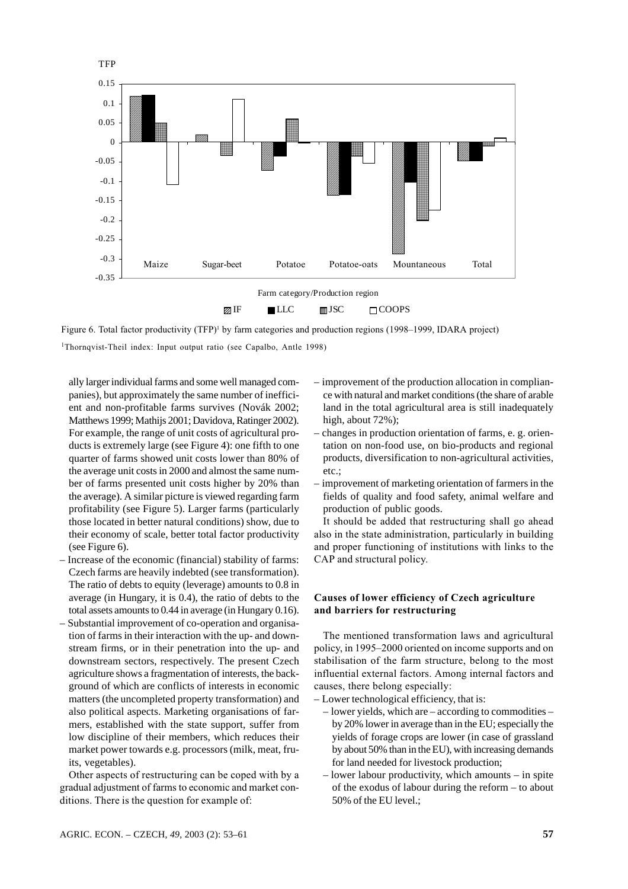Figure 6. Total factor productivity (TFP)[1] by farm categories and production regions (1998–1999, IDARA project)

[1]Thornqvist-Theil index: Input output ratio (see Capalbo, Antle 1998)

ally larger individual farms and some well managed companies), but approximately the same number of inefficient and non-profitable farms survives (Novák 2002; Matthews 1999; Mathijs 2001; Davidova, Ratinger 2002). For example, the range of unit costs of agricultural products is extremely large (see Figure 4): one fifth to one quarter of farms showed unit costs lower than 80% of the average unit costs in 2000 and almost the same number of farms presented unit costs higher by 20% than the average). A similar picture is viewed regarding farm profitability (see Figure 5). Larger farms (particularly those located in better natural conditions) show, due to their economy of scale, better total factor productivity (see Figure 6).

– Increase of the economic (financial) stability of farms: Czech farms are heavily indebted (see transformation). The ratio of debts to equity (leverage) amounts to 0.8 in average (in Hungary, it is 0.4), the ratio of debts to the total assets amounts to 0.44 in average (in Hungary 0.16).
– Substantial improvement of co-operation and organisation of farms in their interaction with the up- and downstream firms, or in their penetration into the up- and downstream sectors, respectively. The present Czech agriculture shows a fragmentation of interests, the background of which are conflicts of interests in economic matters (the uncompleted property transformation) and also political aspects. Marketing organisations of farmers, established with the state support, suffer from low discipline of their members, which reduces their market power towards e.g. processors (milk, meat, fruits, vegetables).

Other aspects of restructuring can be coped with by a gradual adjustment of farms to economic and market conditions. There is the question for example of:

– improvement of the production allocation in compliance with natural and market conditions (the share of arable land in the total agricultural area is still inadequately high, about 72%);
– changes in production orientation of farms, e. g. orientation on non-food use, on bio-products and regional products, diversification to non-agricultural activities, etc.;
– improvement of marketing orientation of farmers in the fields of quality and food safety, animal welfare and production of public goods.

It should be added that restructuring shall go ahead also in the state administration, particularly in building and proper functioning of institutions with links to the CAP and structural policy.

### Causes of lower efficiency of Czech agriculture and barriers for restructuring

The mentioned transformation laws and agricultural policy, in 1995–2000 oriented on income supports and on stabilisation of the farm structure, belong to the most influential external factors. Among internal factors and causes, there belong especially:

– Lower technological efficiency, that is:
  – lower yields, which are – according to commodities – by 20% lower in average than in the EU; especially the yields of forage crops are lower (in case of grassland by about 50% than in the EU), with increasing demands for land needed for livestock production;
  – lower labour productivity, which amounts – in spite of the exodus of labour during the reform – to about 50% of the EU level.;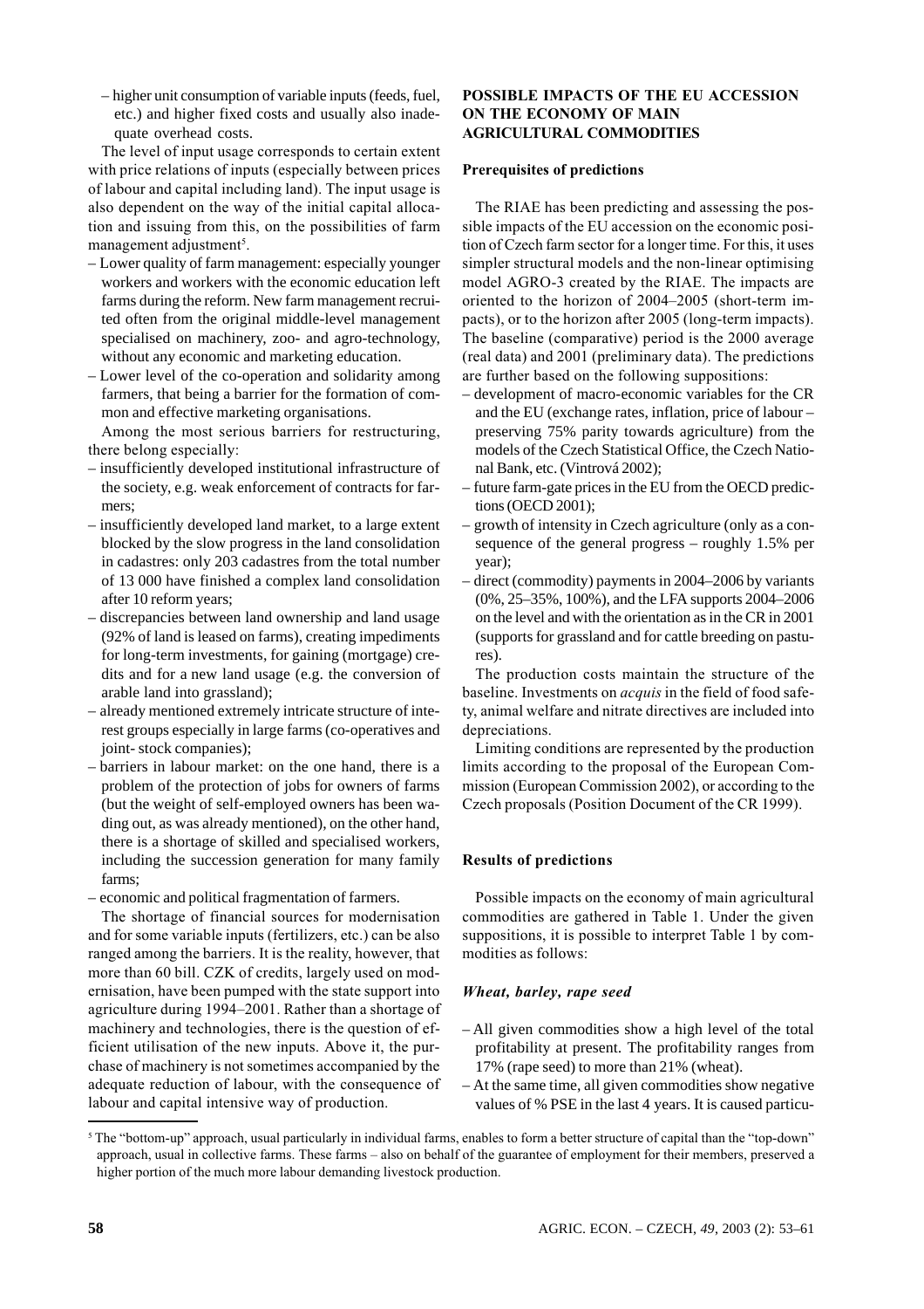– higher unit consumption of variable inputs (feeds, fuel, etc.) and higher fixed costs and usually also inadequate overhead costs.

The level of input usage corresponds to certain extent with price relations of inputs (especially between prices of labour and capital including land). The input usage is also dependent on the way of the initial capital allocation and issuing from this, on the possibilities of farm management adjustment[5].

– Lower quality of farm management: especially younger workers and workers with the economic education left farms during the reform. New farm management recruited often from the original middle-level management specialised on machinery, zoo- and agro-technology, without any economic and marketing education.
– Lower level of the co-operation and solidarity among farmers, that being a barrier for the formation of common and effective marketing organisations.

Among the most serious barriers for restructuring, there belong especially:

– insufficiently developed institutional infrastructure of the society, e.g. weak enforcement of contracts for farmers;
– insufficiently developed land market, to a large extent blocked by the slow progress in the land consolidation in cadastres: only 203 cadastres from the total number of 13 000 have finished a complex land consolidation after 10 reform years;
– discrepancies between land ownership and land usage (92% of land is leased on farms), creating impediments for long-term investments, for gaining (mortgage) credits and for a new land usage (e.g. the conversion of arable land into grassland);
– already mentioned extremely intricate structure of interest groups especially in large farms (co-operatives and joint- stock companies);
– barriers in labour market: on the one hand, there is a problem of the protection of jobs for owners of farms (but the weight of self-employed owners has been wading out, as was already mentioned), on the other hand, there is a shortage of skilled and specialised workers, including the succession generation for many family farms;
– economic and political fragmentation of farmers.

The shortage of financial sources for modernisation and for some variable inputs (fertilizers, etc.) can be also ranged among the barriers. It is the reality, however, that more than 60 bill. CZK of credits, largely used on modernisation, have been pumped with the state support into agriculture during 1994–2001. Rather than a shortage of machinery and technologies, there is the question of efficient utilisation of the new inputs. Above it, the purchase of machinery is not sometimes accompanied by the adequate reduction of labour, with the consequence of labour and capital intensive way of production.

## POSSIBLE IMPACTS OF THE EU ACCESSION ON THE ECONOMY OF MAIN AGRICULTURAL COMMODITIES

### Prerequisites of predictions

The RIAE has been predicting and assessing the possible impacts of the EU accession on the economic position of Czech farm sector for a longer time. For this, it uses simpler structural models and the non-linear optimising model AGRO-3 created by the RIAE. The impacts are oriented to the horizon of 2004–2005 (short-term impacts), or to the horizon after 2005 (long-term impacts). The baseline (comparative) period is the 2000 average (real data) and 2001 (preliminary data). The predictions are further based on the following suppositions:

– development of macro-economic variables for the CR and the EU (exchange rates, inflation, price of labour – preserving 75% parity towards agriculture) from the models of the Czech Statistical Office, the Czech National Bank, etc. (Vintrová 2002);
– future farm-gate prices in the EU from the OECD predictions (OECD 2001);
– growth of intensity in Czech agriculture (only as a consequence of the general progress – roughly 1.5% per year);
– direct (commodity) payments in 2004–2006 by variants (0%, 25–35%, 100%), and the LFA supports 2004–2006 on the level and with the orientation as in the CR in 2001 (supports for grassland and for cattle breeding on pastures).

The production costs maintain the structure of the baseline. Investments on *acquis* in the field of food safety, animal welfare and nitrate directives are included into depreciations.

Limiting conditions are represented by the production limits according to the proposal of the European Commission (European Commission 2002), or according to the Czech proposals (Position Document of the CR 1999).

### Results of predictions

Possible impacts on the economy of main agricultural commodities are gathered in Table 1. Under the given suppositions, it is possible to interpret Table 1 by commodities as follows:

#### *Wheat, barley, rape seed*

– All given commodities show a high level of the total profitability at present. The profitability ranges from 17% (rape seed) to more than 21% (wheat).
– At the same time, all given commodities show negative values of % PSE in the last 4 years. It is caused particu-

[5] The "bottom-up" approach, usual particularly in individual farms, enables to form a better structure of capital than the "top-down" approach, usual in collective farms. These farms – also on behalf of the guarantee of employment for their members, preserved a higher portion of the much more labour demanding livestock production.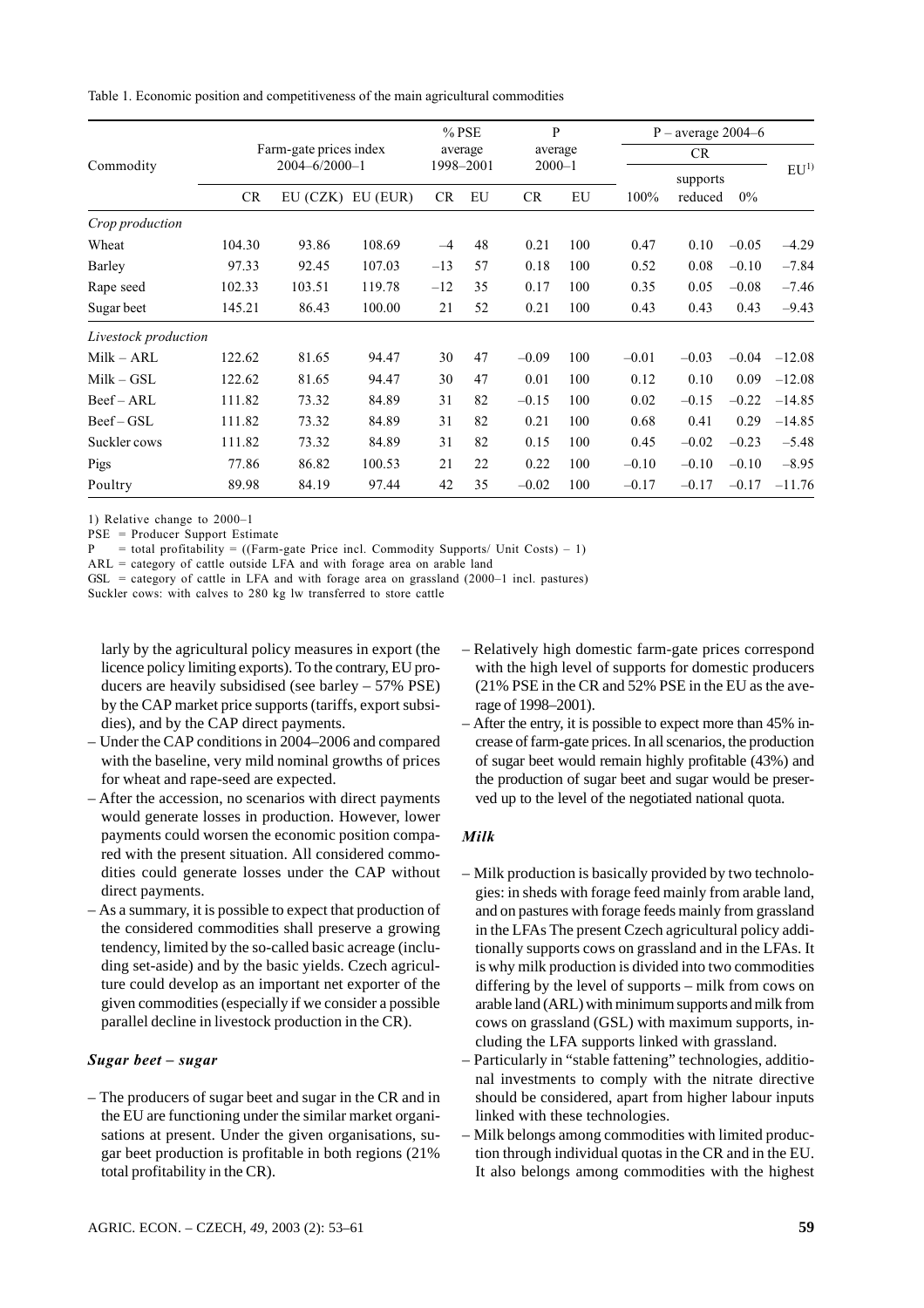Table 1. Economic position and competitiveness of the main agricultural commodities

| Commodity | Farm-gate prices index 2004–6/2000–1 | | | % PSE average 1998–2001 | | P average 2000–1 | | P – average 2004–6 | | | |
|---|---|---|---|---|---|---|---|---|---|---|---|
| | | | | | | | | CR | | | EU[1)] |
| | | | | | | | | supports | | | |
| | CR | EU (CZK) | EU (EUR) | CR | EU | CR | EU | 100% | reduced | 0% | |
| *Crop production* | | | | | | | | | | | |
| Wheat | 104.30 | 93.86 | 108.69 | –4 | 48 | 0.21 | 100 | 0.47 | 0.10 | –0.05 | –4.29 |
| Barley | 97.33 | 92.45 | 107.03 | –13 | 57 | 0.18 | 100 | 0.52 | 0.08 | –0.10 | –7.84 |
| Rape seed | 102.33 | 103.51 | 119.78 | –12 | 35 | 0.17 | 100 | 0.35 | 0.05 | –0.08 | –7.46 |
| Sugar beet | 145.21 | 86.43 | 100.00 | 21 | 52 | 0.21 | 100 | 0.43 | 0.43 | 0.43 | –9.43 |
| *Livestock production* | | | | | | | | | | | |
| Milk – ARL | 122.62 | 81.65 | 94.47 | 30 | 47 | –0.09 | 100 | –0.01 | –0.03 | –0.04 | –12.08 |
| Milk – GSL | 122.62 | 81.65 | 94.47 | 30 | 47 | 0.01 | 100 | 0.12 | 0.10 | 0.09 | –12.08 |
| Beef – ARL | 111.82 | 73.32 | 84.89 | 31 | 82 | –0.15 | 100 | 0.02 | –0.15 | –0.22 | –14.85 |
| Beef – GSL | 111.82 | 73.32 | 84.89 | 31 | 82 | 0.21 | 100 | 0.68 | 0.41 | 0.29 | –14.85 |
| Suckler cows | 111.82 | 73.32 | 84.89 | 31 | 82 | 0.15 | 100 | 0.45 | –0.02 | –0.23 | –5.48 |
| Pigs | 77.86 | 86.82 | 100.53 | 21 | 22 | 0.22 | 100 | –0.10 | –0.10 | –0.10 | –8.95 |
| Poultry | 89.98 | 84.19 | 97.44 | 42 | 35 | –0.02 | 100 | –0.17 | –0.17 | –0.17 | –11.76 |

1) Relative change to 2000–1

PSE = Producer Support Estimate

P = total profitability = ((Farm-gate Price incl. Commodity Supports/ Unit Costs) – 1)

ARL = category of cattle outside LFA and with forage area on arable land

GSL = category of cattle in LFA and with forage area on grassland (2000–1 incl. pastures)

Suckler cows: with calves to 280 kg lw transferred to store cattle

larly by the agricultural policy measures in export (the licence policy limiting exports). To the contrary, EU producers are heavily subsidised (see barley – 57% PSE) by the CAP market price supports (tariffs, export subsidies), and by the CAP direct payments.

– Under the CAP conditions in 2004–2006 and compared with the baseline, very mild nominal growths of prices for wheat and rape-seed are expected.

– After the accession, no scenarios with direct payments would generate losses in production. However, lower payments could worsen the economic position compared with the present situation. All considered commodities could generate losses under the CAP without direct payments.

– As a summary, it is possible to expect that production of the considered commodities shall preserve a growing tendency, limited by the so-called basic acreage (including set-aside) and by the basic yields. Czech agriculture could develop as an important net exporter of the given commodities (especially if we consider a possible parallel decline in livestock production in the CR).

### *Sugar beet – sugar*

– The producers of sugar beet and sugar in the CR and in the EU are functioning under the similar market organisations at present. Under the given organisations, sugar beet production is profitable in both regions (21% total profitability in the CR).

– Relatively high domestic farm-gate prices correspond with the high level of supports for domestic producers (21% PSE in the CR and 52% PSE in the EU as the average of 1998–2001).

– After the entry, it is possible to expect more than 45% increase of farm-gate prices. In all scenarios, the production of sugar beet would remain highly profitable (43%) and the production of sugar beet and sugar would be preserved up to the level of the negotiated national quota.

### *Milk*

– Milk production is basically provided by two technologies: in sheds with forage feed mainly from arable land, and on pastures with forage feeds mainly from grassland in the LFAs The present Czech agricultural policy additionally supports cows on grassland and in the LFAs. It is why milk production is divided into two commodities differing by the level of supports – milk from cows on arable land (ARL) with minimum supports and milk from cows on grassland (GSL) with maximum supports, including the LFA supports linked with grassland.

– Particularly in "stable fattening" technologies, additional investments to comply with the nitrate directive should be considered, apart from higher labour inputs linked with these technologies.

– Milk belongs among commodities with limited production through individual quotas in the CR and in the EU. It also belongs among commodities with the highest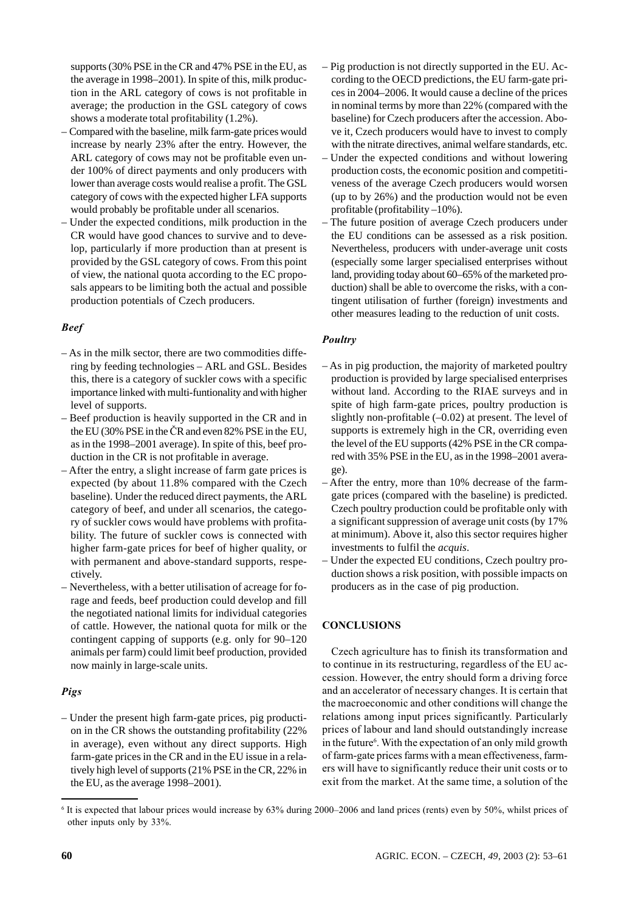supports (30% PSE in the CR and 47% PSE in the EU, as the average in 1998–2001). In spite of this, milk production in the ARL category of cows is not profitable in average; the production in the GSL category of cows shows a moderate total profitability (1.2%).

- Compared with the baseline, milk farm-gate prices would increase by nearly 23% after the entry. However, the ARL category of cows may not be profitable even under 100% of direct payments and only producers with lower than average costs would realise a profit. The GSL category of cows with the expected higher LFA supports would probably be profitable under all scenarios.
- Under the expected conditions, milk production in the CR would have good chances to survive and to develop, particularly if more production than at present is provided by the GSL category of cows. From this point of view, the national quota according to the EC proposals appears to be limiting both the actual and possible production potentials of Czech producers.

### *Beef*

- As in the milk sector, there are two commodities differing by feeding technologies – ARL and GSL. Besides this, there is a category of suckler cows with a specific importance linked with multi-funtionality and with higher level of supports.
- Beef production is heavily supported in the CR and in the EU (30% PSE in the ČR and even 82% PSE in the EU, as in the 1998–2001 average). In spite of this, beef production in the CR is not profitable in average.
- After the entry, a slight increase of farm gate prices is expected (by about 11.8% compared with the Czech baseline). Under the reduced direct payments, the ARL category of beef, and under all scenarios, the category of suckler cows would have problems with profitability. The future of suckler cows is connected with higher farm-gate prices for beef of higher quality, or with permanent and above-standard supports, respectively.
- Nevertheless, with a better utilisation of acreage for forage and feeds, beef production could develop and fill the negotiated national limits for individual categories of cattle. However, the national quota for milk or the contingent capping of supports (e.g. only for 90–120 animals per farm) could limit beef production, provided now mainly in large-scale units.

### *Pigs*

- Under the present high farm-gate prices, pig production in the CR shows the outstanding profitability (22% in average), even without any direct supports. High farm-gate prices in the CR and in the EU issue in a relatively high level of supports (21% PSE in the CR, 22% in the EU, as the average 1998–2001).
- Pig production is not directly supported in the EU. According to the OECD predictions, the EU farm-gate prices in 2004–2006. It would cause a decline of the prices in nominal terms by more than 22% (compared with the baseline) for Czech producers after the accession. Above it, Czech producers would have to invest to comply with the nitrate directives, animal welfare standards, etc.
- Under the expected conditions and without lowering production costs, the economic position and competitiveness of the average Czech producers would worsen (up to by 26%) and the production would not be even profitable (profitability –10%).
- The future position of average Czech producers under the EU conditions can be assessed as a risk position. Nevertheless, producers with under-average unit costs (especially some larger specialised enterprises without land, providing today about 60–65% of the marketed production) shall be able to overcome the risks, with a contingent utilisation of further (foreign) investments and other measures leading to the reduction of unit costs.

### *Poultry*

- As in pig production, the majority of marketed poultry production is provided by large specialised enterprises without land. According to the RIAE surveys and in spite of high farm-gate prices, poultry production is slightly non-profitable (–0.02) at present. The level of supports is extremely high in the CR, overriding even the level of the EU supports (42% PSE in the CR compared with 35% PSE in the EU, as in the 1998–2001 average).
- After the entry, more than 10% decrease of the farm-gate prices (compared with the baseline) is predicted. Czech poultry production could be profitable only with a significant suppression of average unit costs (by 17% at minimum). Above it, also this sector requires higher investments to fulfil the *acquis*.
- Under the expected EU conditions, Czech poultry production shows a risk position, with possible impacts on producers as in the case of pig production.

## CONCLUSIONS

Czech agriculture has to finish its transformation and to continue in its restructuring, regardless of the EU accession. However, the entry should form a driving force and an accelerator of necessary changes. It is certain that the macroeconomic and other conditions will change the relations among input prices significantly. Particularly prices of labour and land should outstandingly increase in the future[6]. With the expectation of an only mild growth of farm-gate prices farms with a mean effectiveness, farmers will have to significantly reduce their unit costs or to exit from the market. At the same time, a solution of the

[6] It is expected that labour prices would increase by 63% during 2000–2006 and land prices (rents) even by 50%, whilst prices of other inputs only by 33%.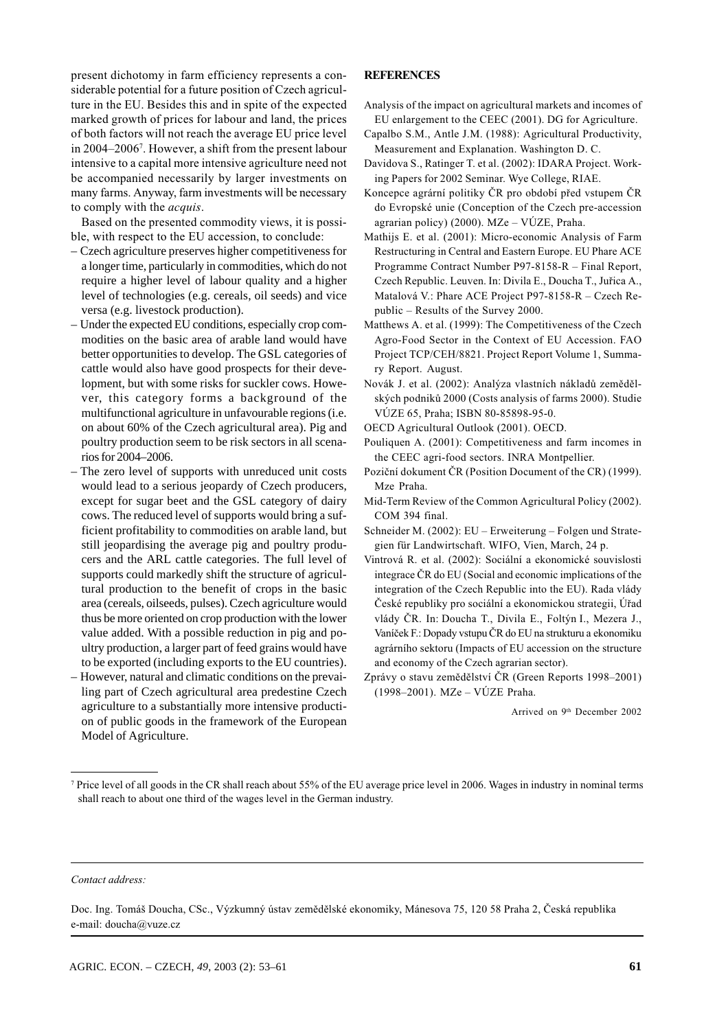present dichotomy in farm efficiency represents a considerable potential for a future position of Czech agriculture in the EU. Besides this and in spite of the expected marked growth of prices for labour and land, the prices of both factors will not reach the average EU price level in 2004–2006[7]. However, a shift from the present labour intensive to a capital more intensive agriculture need not be accompanied necessarily by larger investments on many farms. Anyway, farm investments will be necessary to comply with the *acquis*.

Based on the presented commodity views, it is possible, with respect to the EU accession, to conclude:

- Czech agriculture preserves higher competitiveness for a longer time, particularly in commodities, which do not require a higher level of labour quality and a higher level of technologies (e.g. cereals, oil seeds) and vice versa (e.g. livestock production).
- Under the expected EU conditions, especially crop commodities on the basic area of arable land would have better opportunities to develop. The GSL categories of cattle would also have good prospects for their development, but with some risks for suckler cows. However, this category forms a background of the multifunctional agriculture in unfavourable regions (i.e. on about 60% of the Czech agricultural area). Pig and poultry production seem to be risk sectors in all scenarios for 2004–2006.
- The zero level of supports with unreduced unit costs would lead to a serious jeopardy of Czech producers, except for sugar beet and the GSL category of dairy cows. The reduced level of supports would bring a sufficient profitability to commodities on arable land, but still jeopardising the average pig and poultry producers and the ARL cattle categories. The full level of supports could markedly shift the structure of agricultural production to the benefit of crops in the basic area (cereals, oilseeds, pulses). Czech agriculture would thus be more oriented on crop production with the lower value added. With a possible reduction in pig and poultry production, a larger part of feed grains would have to be exported (including exports to the EU countries).
- However, natural and climatic conditions on the prevailing part of Czech agricultural area predestine Czech agriculture to a substantially more intensive production of public goods in the framework of the European Model of Agriculture.

## REFERENCES

Analysis of the impact on agricultural markets and incomes of EU enlargement to the CEEC (2001). DG for Agriculture.

Capalbo S.M., Antle J.M. (1988): Agricultural Productivity, Measurement and Explanation. Washington D. C.

Davidova S., Ratinger T. et al. (2002): IDARA Project. Working Papers for 2002 Seminar. Wye College, RIAE.

Koncepce agrární politiky ČR pro období před vstupem ČR do Evropské unie (Conception of the Czech pre-accession agrarian policy) (2000). MZe – VÚZE, Praha.

Mathijs E. et al. (2001): Micro-economic Analysis of Farm Restructuring in Central and Eastern Europe. EU Phare ACE Programme Contract Number P97-8158-R – Final Report, Czech Republic. Leuven. In: Divila E., Doucha T., Juřica A., Matalová V.: Phare ACE Project P97-8158-R – Czech Republic – Results of the Survey 2000.

Matthews A. et al. (1999): The Competitiveness of the Czech Agro-Food Sector in the Context of EU Accession. FAO Project TCP/CEH/8821. Project Report Volume 1, Summary Report. August.

Novák J. et al. (2002): Analýza vlastních nákladů zemědělských podniků 2000 (Costs analysis of farms 2000). Studie VÚZE 65, Praha; ISBN 80-85898-95-0.

OECD Agricultural Outlook (2001). OECD.

Pouliquen A. (2001): Competitiveness and farm incomes in the CEEC agri-food sectors. INRA Montpellier.

Poziční dokument ČR (Position Document of the CR) (1999). Mze Praha.

Mid-Term Review of the Common Agricultural Policy (2002). COM 394 final.

Schneider M. (2002): EU – Erweiterung – Folgen und Strategien für Landwirtschaft. WIFO, Vien, March, 24 p.

Vintrová R. et al. (2002): Sociální a ekonomické souvislosti integrace ČR do EU (Social and economic implications of the integration of the Czech Republic into the EU). Rada vlády České republiky pro sociální a ekonomickou strategii, Úřad vlády ČR. In: Doucha T., Divila E., Foltýn I., Mezera J., Vaníček F.: Dopady vstupu ČR do EU na strukturu a ekonomiku agrárního sektoru (Impacts of EU accession on the structure and economy of the Czech agrarian sector).

Zprávy o stavu zemědělství ČR (Green Reports 1998–2001) (1998–2001). MZe – VÚZE Praha.

Arrived on 9th December 2002

[7] Price level of all goods in the CR shall reach about 55% of the EU average price level in 2006. Wages in industry in nominal terms shall reach to about one third of the wages level in the German industry.

*Contact address:*

Doc. Ing. Tomáš Doucha, CSc., Výzkumný ústav zemědělské ekonomiky, Mánesova 75, 120 58 Praha 2, Česká republika
e-mail: doucha@vuze.cz